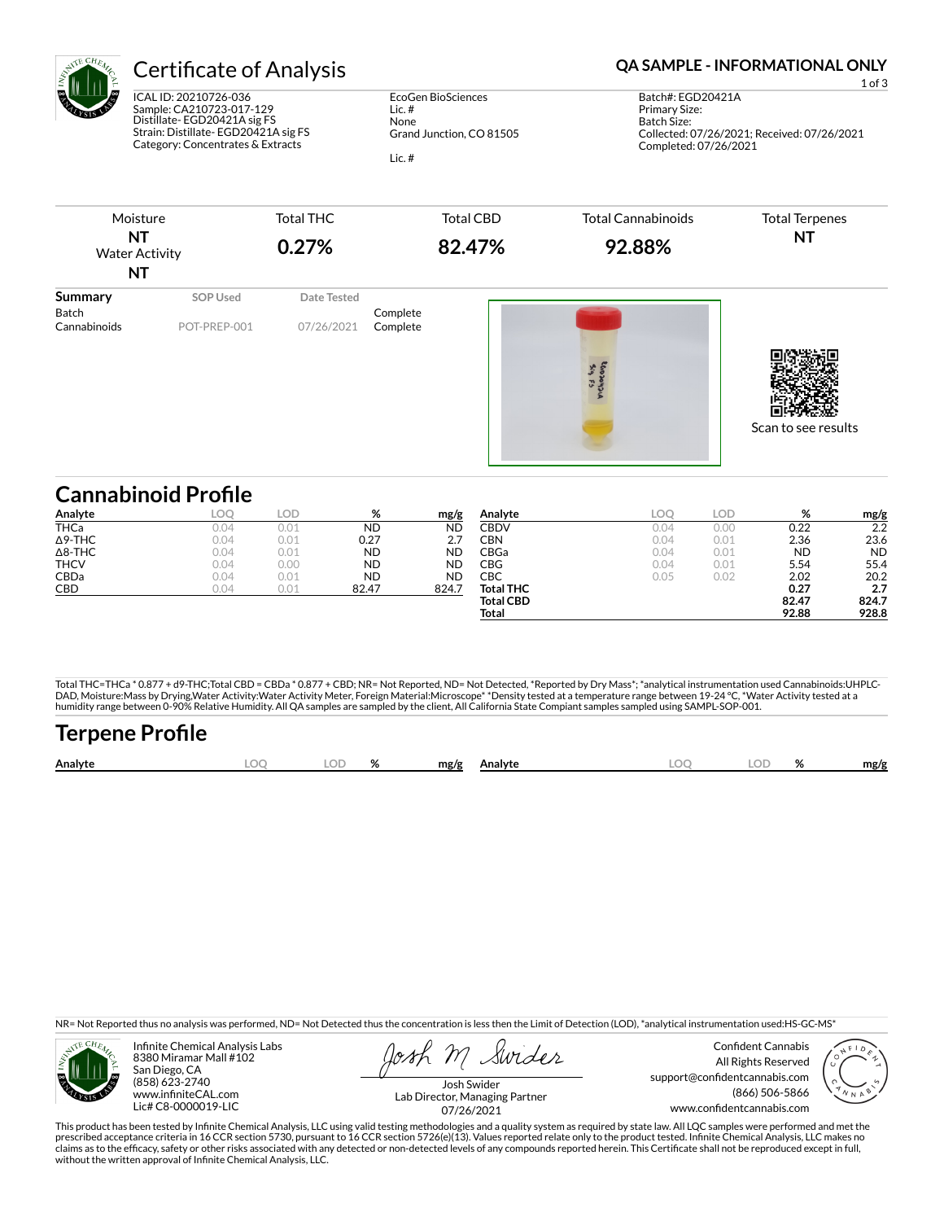# Certificate of Analysis

**QA SAMPLE - INFORMATIONAL ONLY**

ICAL ID: 20210726-036
Sample: CA210723-017-129
Distillate- EGD20421A sig FS
Strain: Distillate- EGD20421A sig FS
Category: Concentrates & Extracts

EcoGen BioSciences
Lic. #
None
Grand Junction, CO 81505

Lic. #

Batch#: EGD20421A
Primary Size:
Batch Size:
Collected: 07/26/2021; Received: 07/26/2021
Completed: 07/26/2021

| Moisture | Total THC | Total CBD | Total Cannabinoids | Total Terpenes |
|---|---|---|---|---|
| **NT** | **0.27%** | **82.47%** | **92.88%** | **NT** |
| Water Activity **NT** | | | | |

| Summary | SOP Used | Date Tested | |
|---|---|---|---|
| Batch | | | Complete |
| Cannabinoids | POT-PREP-001 | 07/26/2021 | Complete |

Scan to see results

## Cannabinoid Profile

| Analyte | LOQ | LOD | % | mg/g |
|---|---|---|---|---|
| THCa | 0.04 | 0.01 | ND | ND |
| Δ9-THC | 0.04 | 0.01 | 0.27 | 2.7 |
| Δ8-THC | 0.04 | 0.01 | ND | ND |
| THCV | 0.04 | 0.00 | ND | ND |
| CBDa | 0.04 | 0.01 | ND | ND |
| CBD | 0.04 | 0.01 | 82.47 | 824.7 |
| CBDV | 0.04 | 0.00 | 0.22 | 2.2 |
| CBN | 0.04 | 0.01 | 2.36 | 23.6 |
| CBGa | 0.04 | 0.01 | ND | ND |
| CBG | 0.04 | 0.01 | 5.54 | 55.4 |
| CBC | 0.05 | 0.02 | 2.02 | 20.2 |
| **Total THC** | | | **0.27** | **2.7** |
| **Total CBD** | | | **82.47** | **824.7** |
| **Total** | | | **92.88** | **928.8** |

Total THC=THCa * 0.877 + d9-THC;Total CBD = CBDa * 0.877 + CBD; NR= Not Reported, ND= Not Detected, *Reported by Dry Mass*; *analytical instrumentation used Cannabinoids:UHPLC-DAD, Moisture:Mass by Drying,Water Activity:Water Activity Meter, Foreign Material:Microscope* *Density tested at a temperature range between 19-24 °C, *Water Activity tested at a humidity range between 0-90% Relative Humidity. All QA samples are sampled by the client, All California State Compiant samples sampled using SAMPL-SOP-001.

## Terpene Profile

| Analyte | LOQ | LOD | % | mg/g | Analyte | LOQ | LOD | % | mg/g |
|---|---|---|---|---|---|---|---|---|---|

NR= Not Reported thus no analysis was performed, ND= Not Detected thus the concentration is less then the Limit of Detection (LOD), *analytical instrumentation used:HS-GC-MS*

Infinite Chemical Analysis Labs
8380 Miramar Mall #102
San Diego, CA
(858) 623-2740
www.infiniteCAL.com
Lic# C8-0000019-LIC

Josh Swider
Lab Director, Managing Partner
07/26/2021

Confident Cannabis
All Rights Reserved
support@confidentcannabis.com
(866) 506-5866
www.confidentcannabis.com

This product has been tested by Infinite Chemical Analysis, LLC using valid testing methodologies and a quality system as required by state law. All LQC samples were performed and met the prescribed acceptance criteria in 16 CCR section 5730, pursuant to 16 CCR section 5726(e)(13). Values reported relate only to the product tested. Infinite Chemical Analysis, LLC makes no claims as to the efficacy, safety or other risks associated with any detected or non-detected levels of any compounds reported herein. This Certificate shall not be reproduced except in full, without the written approval of Infinite Chemical Analysis, LLC.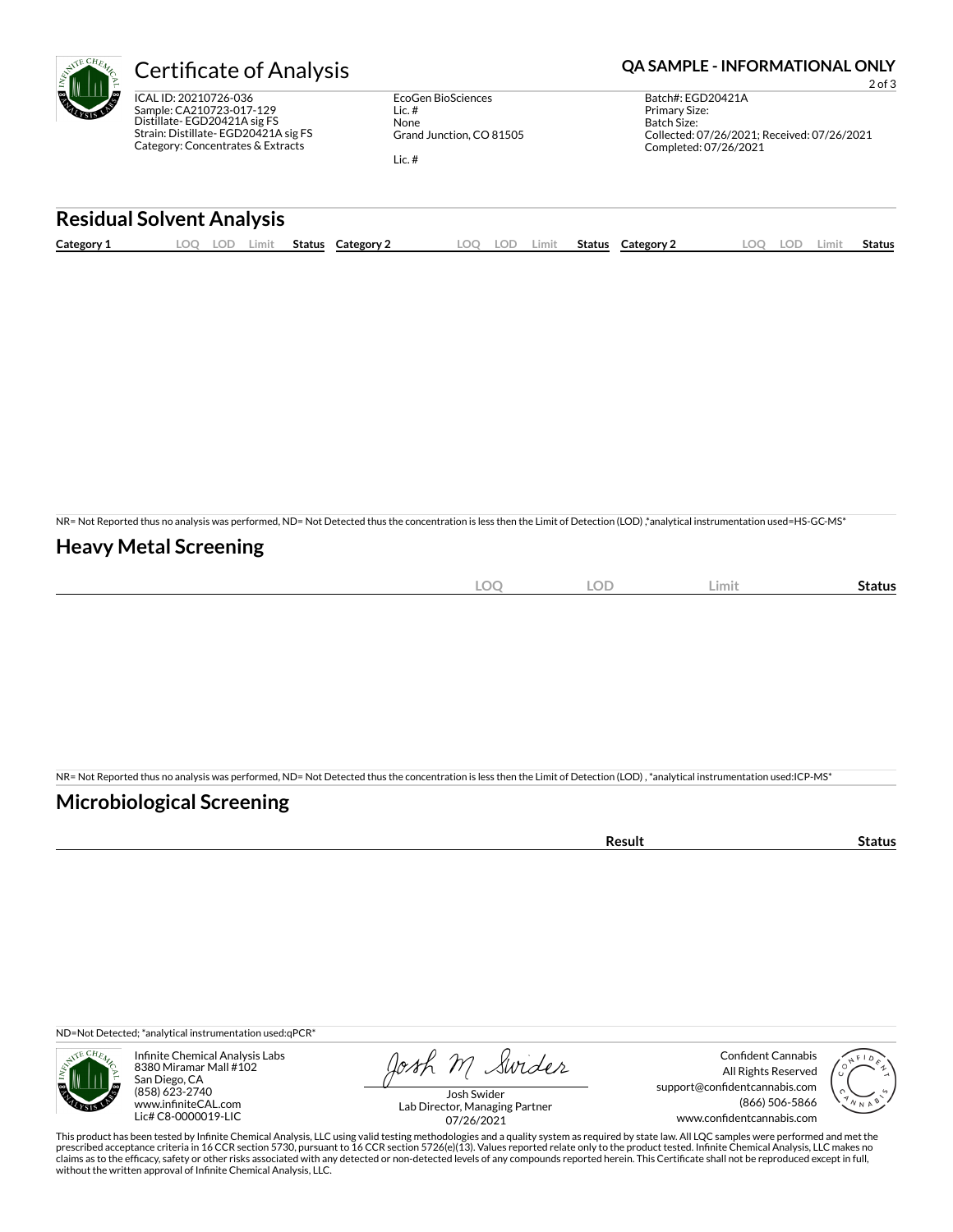# Certificate of Analysis

**QA SAMPLE - INFORMATIONAL ONLY**

ICAL ID: 20210726-036
Sample: CA210723-017-129
Distillate- EGD20421A sig FS
Strain: Distillate- EGD20421A sig FS
Category: Concentrates & Extracts

EcoGen BioSciences
Lic. #
None
Grand Junction, CO 81505

Lic. #

Batch#: EGD20421A
Primary Size:
Batch Size:
Collected: 07/26/2021; Received: 07/26/2021
Completed: 07/26/2021

## Residual Solvent Analysis

| Category 1 | LOQ | LOD | Limit | Status | Category 2 | LOQ | LOD | Limit | Status | Category 2 | LOQ | LOD | Limit | Status |
|---|---|---|---|---|---|---|---|---|---|---|---|---|---|---|

NR= Not Reported thus no analysis was performed, ND= Not Detected thus the concentration is less then the Limit of Detection (LOD) ,*analytical instrumentation used=HS-GC-MS*

## Heavy Metal Screening

| | LOQ | LOD | Limit | Status |
|---|---|---|---|---|

NR= Not Reported thus no analysis was performed, ND= Not Detected thus the concentration is less then the Limit of Detection (LOD) , *analytical instrumentation used:ICP-MS*

## Microbiological Screening

| | Result | Status |
|---|---|---|

ND=Not Detected; *analytical instrumentation used:qPCR*

Infinite Chemical Analysis Labs
8380 Miramar Mall #102
San Diego, CA
(858) 623-2740
www.infiniteCAL.com
Lic# C8-0000019-LIC

Josh Swider
Lab Director, Managing Partner
07/26/2021

Confident Cannabis
All Rights Reserved
support@confidentcannabis.com
(866) 506-5866
www.confidentcannabis.com

This product has been tested by Infinite Chemical Analysis, LLC using valid testing methodologies and a quality system as required by state law. All LQC samples were performed and met the prescribed acceptance criteria in 16 CCR section 5730, pursuant to 16 CCR section 5726(e)(13). Values reported relate only to the product tested. Infinite Chemical Analysis, LLC makes no claims as to the efficacy, safety or other risks associated with any detected or non-detected levels of any compounds reported herein. This Certificate shall not be reproduced except in full, without the written approval of Infinite Chemical Analysis, LLC.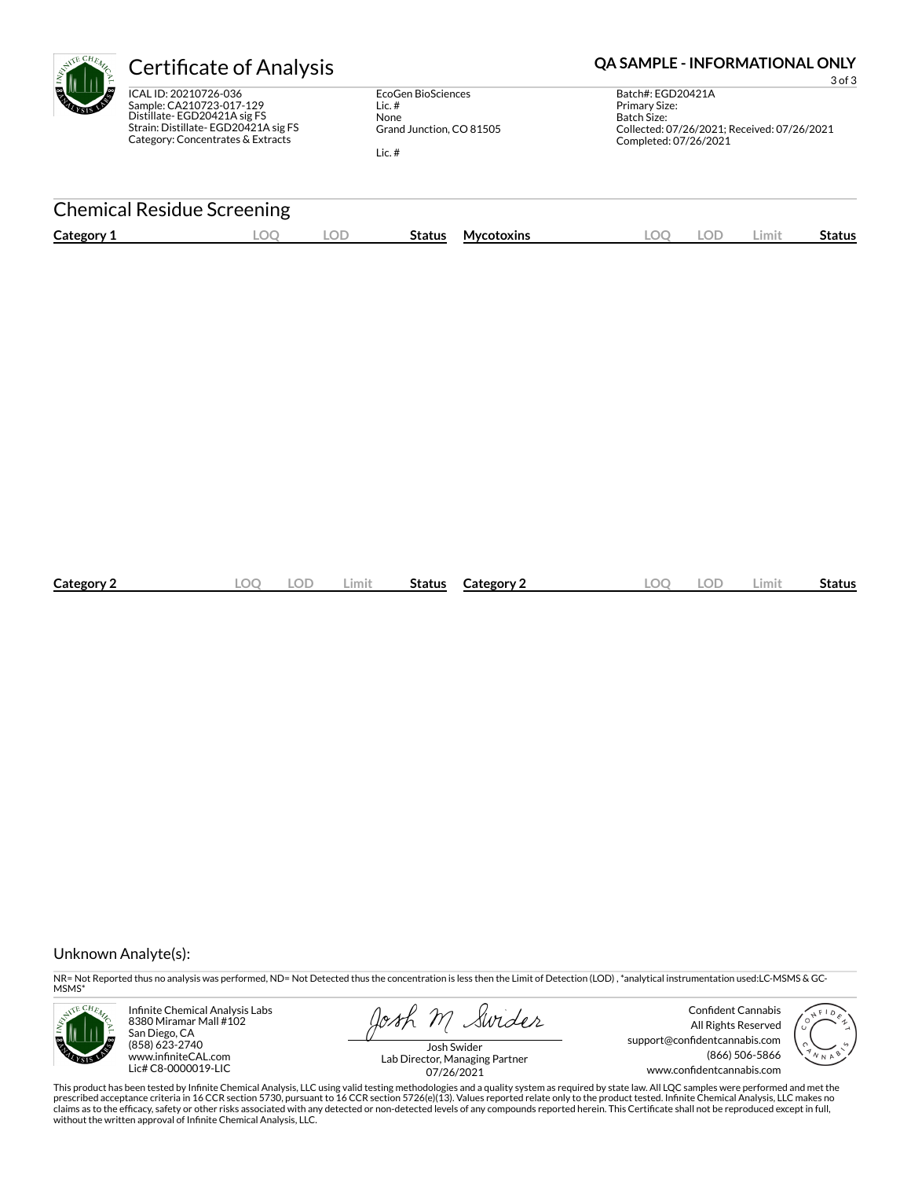# Certificate of Analysis

**QA SAMPLE - INFORMATIONAL ONLY**

ICAL ID: 20210726-036
Sample: CA210723-017-129
Distillate- EGD20421A sig FS
Strain: Distillate- EGD20421A sig FS
Category: Concentrates & Extracts

EcoGen BioSciences
Lic. #
None
Grand Junction, CO 81505

Lic. #

Batch#: EGD20421A
Primary Size:
Batch Size:
Collected: 07/26/2021; Received: 07/26/2021
Completed: 07/26/2021

## Chemical Residue Screening

| Category 1 | LOQ | LOD | Status |
|---|---|---|---|

| Mycotoxins | LOQ | LOD | Limit | Status |
|---|---|---|---|---|

| Category 2 | LOQ | LOD | Limit | Status |
|---|---|---|---|---|

| Category 2 | LOQ | LOD | Limit | Status |
|---|---|---|---|---|

Unknown Analyte(s):

NR= Not Reported thus no analysis was performed, ND= Not Detected thus the concentration is less then the Limit of Detection (LOD) , *analytical instrumentation used:LC-MSMS & GC-MSMS*

Infinite Chemical Analysis Labs
8380 Miramar Mall #102
San Diego, CA
(858) 623-2740
www.infiniteCAL.com
Lic# C8-0000019-LIC

Josh Swider
Lab Director, Managing Partner
07/26/2021

Confident Cannabis
All Rights Reserved
support@confidentcannabis.com
(866) 506-5866
www.confidentcannabis.com

This product has been tested by Infinite Chemical Analysis, LLC using valid testing methodologies and a quality system as required by state law. All LQC samples were performed and met the prescribed acceptance criteria in 16 CCR section 5730, pursuant to 16 CCR section 5726(e)(13). Values reported relate only to the product tested. Infinite Chemical Analysis, LLC makes no claims as to the efficacy, safety or other risks associated with any detected or non-detected levels of any compounds reported herein. This Certificate shall not be reproduced except in full, without the written approval of Infinite Chemical Analysis, LLC.